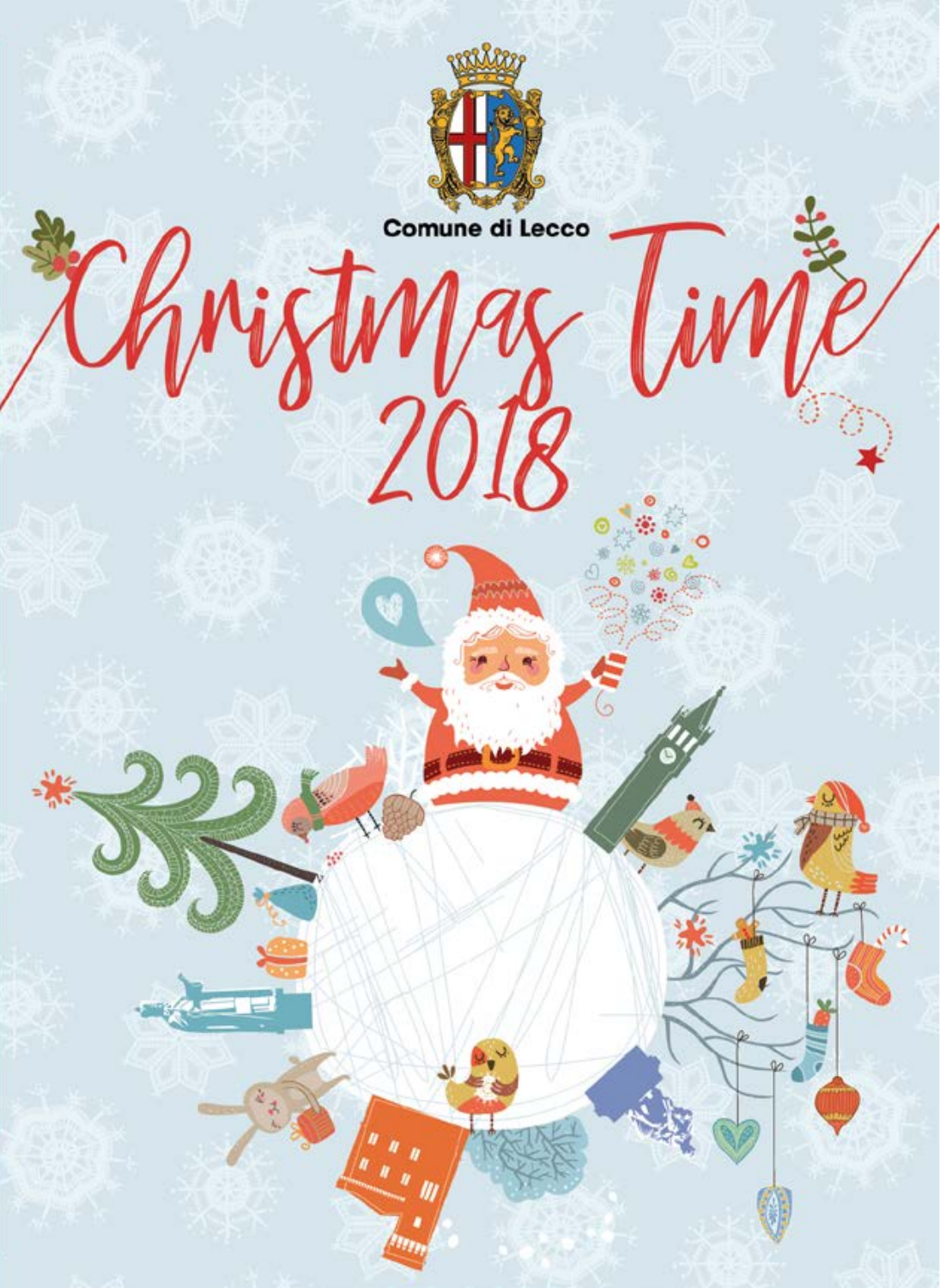Comune di Lecco

# Christmas Time 2018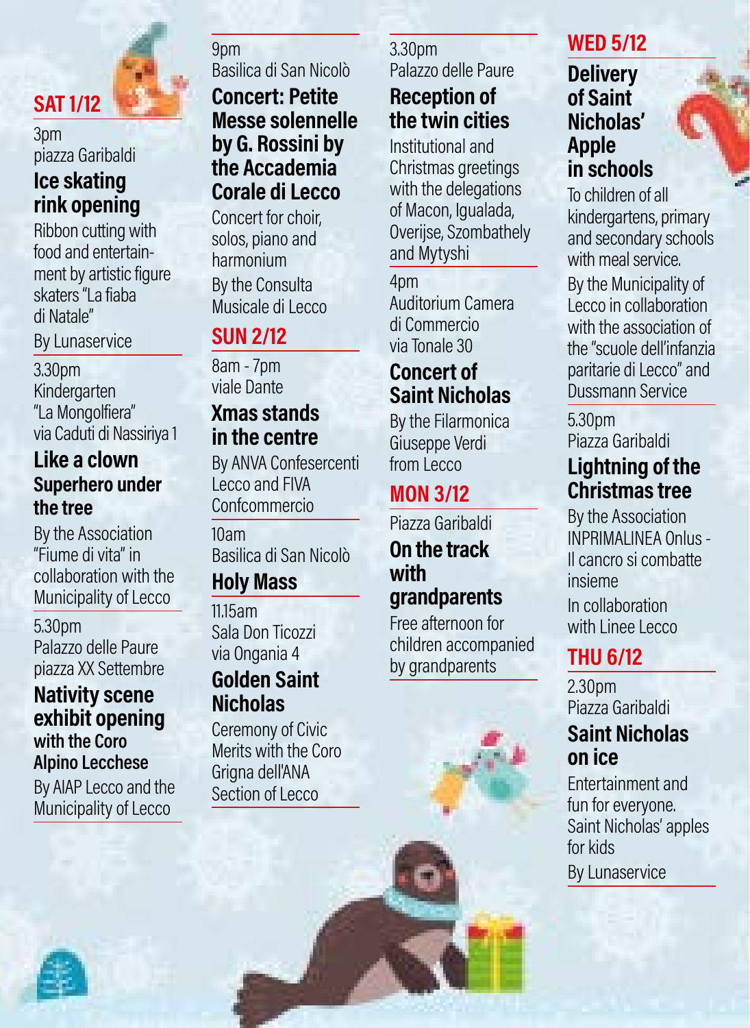## SAT 1/12

3pm
piazza Garibaldi

### Ice skating rink opening

Ribbon cutting with food and entertainment by artistic figure skaters "La fiaba di Natale"

By Lunaservice

3.30pm
Kindergarten "La Mongolfiera"
via Caduti di Nassiriya 1

### Like a clown Superhero under the tree

By the Association "Fiume di vita" in collaboration with the Municipality of Lecco

5.30pm
Palazzo delle Paure
piazza XX Settembre

### Nativity scene exhibit opening with the Coro Alpino Lecchese

By AIAP Lecco and the Municipality of Lecco

9pm
Basilica di San Nicolò

### Concert: Petite Messe solennelle by G. Rossini by the Accademia Corale di Lecco

Concert for choir, solos, piano and harmonium

By the Consulta Musicale di Lecco

## SUN 2/12

8am - 7pm
viale Dante

### Xmas stands in the centre

By ANVA Confesercenti Lecco and FIVA Confcommercio

10am
Basilica di San Nicolò

### Holy Mass

11.15am
Sala Don Ticozzi
via Ongania 4

### Golden Saint Nicholas

Ceremony of Civic Merits with the Coro Grigna dell'ANA Section of Lecco

3.30pm
Palazzo delle Paure

### Reception of the twin cities

Institutional and Christmas greetings with the delegations of Macon, Igualada, Overijse, Szombathely and Mytyshi

4pm
Auditorium Camera di Commercio
via Tonale 30

### Concert of Saint Nicholas

By the Filarmonica Giuseppe Verdi from Lecco

## MON 3/12

Piazza Garibaldi

### On the track with grandparents

Free afternoon for children accompanied by grandparents

## WED 5/12

### Delivery of Saint Nicholas' Apple in schools

To children of all kindergartens, primary and secondary schools with meal service.

By the Municipality of Lecco in collaboration with the association of the "scuole dell'infanzia paritarie di Lecco" and Dussmann Service

5.30pm
Piazza Garibaldi

### Lightning of the Christmas tree

By the Association INPRIMALINEA Onlus - Il cancro si combatte insieme

In collaboration with Linee Lecco

## THU 6/12

2.30pm
Piazza Garibaldi

### Saint Nicholas on ice

Entertainment and fun for everyone. Saint Nicholas' apples for kids

By Lunaservice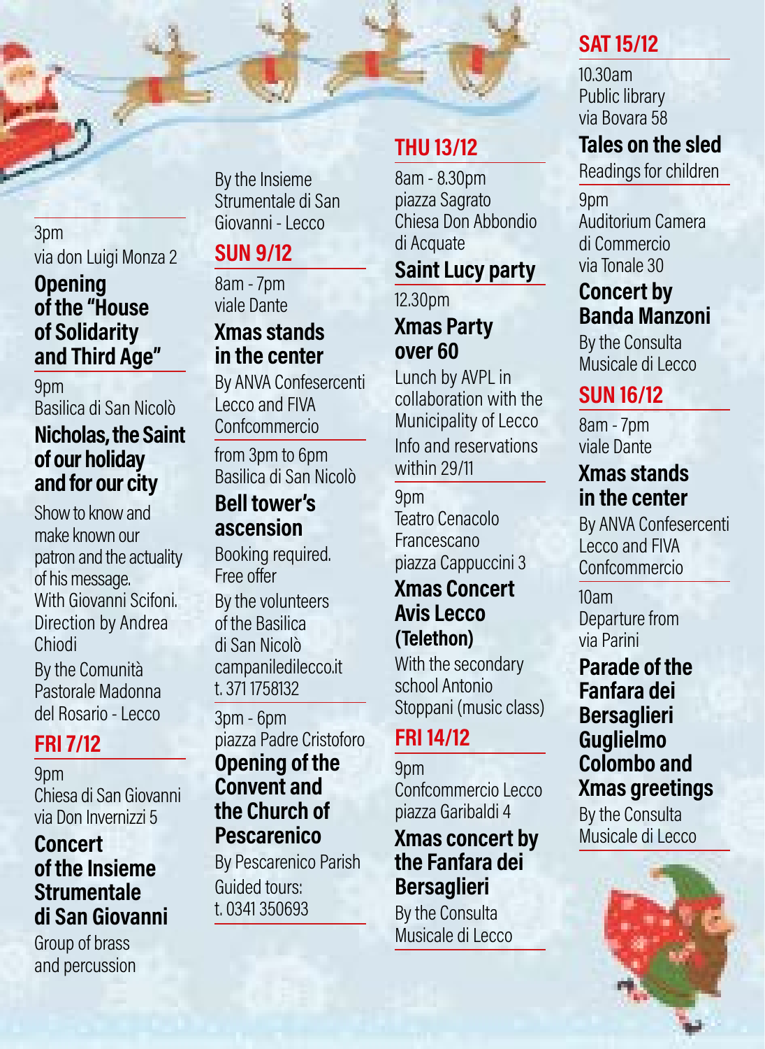3pm
via don Luigi Monza 2

**Opening of the "House of Solidarity and Third Age"**

9pm
Basilica di San Nicolò

**Nicholas, the Saint of our holiday and for our city**

Show to know and make known our patron and the actuality of his message.
With Giovanni Scifoni.
Direction by Andrea Chiodi

By the Comunità Pastorale Madonna del Rosario - Lecco

## FRI 7/12

9pm
Chiesa di San Giovanni
via Don Invernizzi 5

**Concert of the Insieme Strumentale di San Giovanni**

Group of brass and percussion

By the Insieme Strumentale di San Giovanni - Lecco

## SUN 9/12

8am - 7pm
viale Dante

**Xmas stands in the center**

By ANVA Confesercenti Lecco and FIVA Confcommercio

from 3pm to 6pm
Basilica di San Nicolò

**Bell tower's ascension**

Booking required.
Free offer

By the volunteers of the Basilica di San Nicolò
campaniledilecco.it
t. 371 1758132

3pm - 6pm
piazza Padre Cristoforo

**Opening of the Convent and the Church of Pescarenico**

By Pescarenico Parish

Guided tours:
t. 0341 350693

## THU 13/12

8am - 8.30pm
piazza Sagrato
Chiesa Don Abbondio di Acquate

**Saint Lucy party**

12.30pm

**Xmas Party over 60**

Lunch by AVPL in collaboration with the Municipality of Lecco

Info and reservations within 29/11

9pm
Teatro Cenacolo Francescano
piazza Cappuccini 3

**Xmas Concert Avis Lecco (Telethon)**

With the secondary school Antonio Stoppani (music class)

## FRI 14/12

9pm
Confcommercio Lecco
piazza Garibaldi 4

**Xmas concert by the Fanfara dei Bersaglieri**

By the Consulta Musicale di Lecco

## SAT 15/12

10.30am
Public library
via Bovara 58

**Tales on the sled**

Readings for children

9pm
Auditorium Camera di Commercio
via Tonale 30

**Concert by Banda Manzoni**

By the Consulta Musicale di Lecco

## SUN 16/12

8am - 7pm
viale Dante

**Xmas stands in the center**

By ANVA Confesercenti Lecco and FIVA Confcommercio

10am
Departure from via Parini

**Parade of the Fanfara dei Bersaglieri Guglielmo Colombo and Xmas greetings**

By the Consulta Musicale di Lecco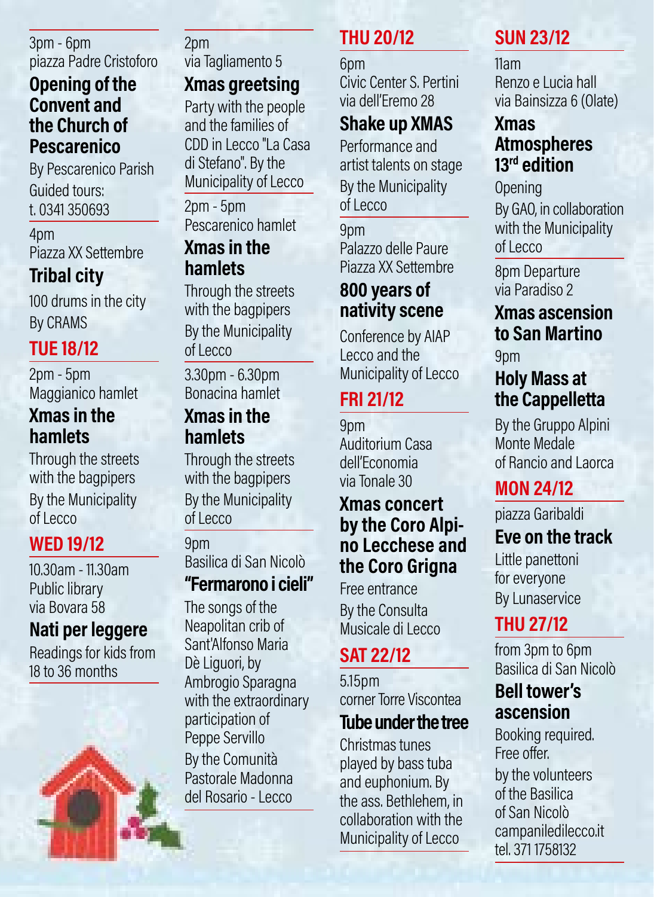3pm - 6pm
piazza Padre Cristoforo

**Opening of the Convent and the Church of Pescarenico**

By Pescarenico Parish
Guided tours:
t. 0341 350693

4pm
Piazza XX Settembre

**Tribal city**

100 drums in the city
By CRAMS

## TUE 18/12

2pm - 5pm
Maggianico hamlet

**Xmas in the hamlets**

Through the streets with the bagpipers
By the Municipality of Lecco

## WED 19/12

10.30am - 11.30am
Public library
via Bovara 58

**Nati per leggere**

Readings for kids from 18 to 36 months

2pm
via Tagliamento 5

**Xmas greetsing**

Party with the people and the families of CDD in Lecco "La Casa di Stefano". By the Municipality of Lecco

2pm - 5pm
Pescarenico hamlet

**Xmas in the hamlets**

Through the streets with the bagpipers
By the Municipality of Lecco

3.30pm - 6.30pm
Bonacina hamlet

**Xmas in the hamlets**

Through the streets with the bagpipers
By the Municipality of Lecco

9pm
Basilica di San Nicolò

**"Fermarono i cieli"**

The songs of the Neapolitan crib of Sant'Alfonso Maria Dè Liguori, by Ambrogio Sparagna with the extraordinary participation of Peppe Servillo
By the Comunità Pastorale Madonna del Rosario - Lecco

## THU 20/12

6pm
Civic Center S. Pertini
via dell'Eremo 28

**Shake up XMAS**

Performance and artist talents on stage
By the Municipality of Lecco

9pm
Palazzo delle Paure
Piazza XX Settembre

**800 years of nativity scene**

Conference by AIAP Lecco and the Municipality of Lecco

## FRI 21/12

9pm
Auditorium Casa dell'Economia
via Tonale 30

**Xmas concert by the Coro Alpino Lecchese and the Coro Grigna**

Free entrance
By the Consulta Musicale di Lecco

## SAT 22/12

5.15pm
corner Torre Viscontea

**Tube under the tree**

Christmas tunes played by bass tuba and euphonium. By the ass. Bethlehem, in collaboration with the Municipality of Lecco

## SUN 23/12

11am
Renzo e Lucia hall
via Bainsizza 6 (Olate)

**Xmas Atmospheres 13rd edition**

Opening
By GAO, in collaboration with the Municipality of Lecco

8pm Departure
via Paradiso 2

**Xmas ascension to San Martino**

9pm

**Holy Mass at the Cappelletta**

By the Gruppo Alpini Monte Medale of Rancio and Laorca

## MON 24/12

piazza Garibaldi

**Eve on the track**

Little panettoni for everyone
By Lunaservice

## THU 27/12

from 3pm to 6pm
Basilica di San Nicolò

**Bell tower's ascension**

Booking required.
Free offer.
by the volunteers of the Basilica of San Nicolò
campaniledilecco.it
tel. 371 1758132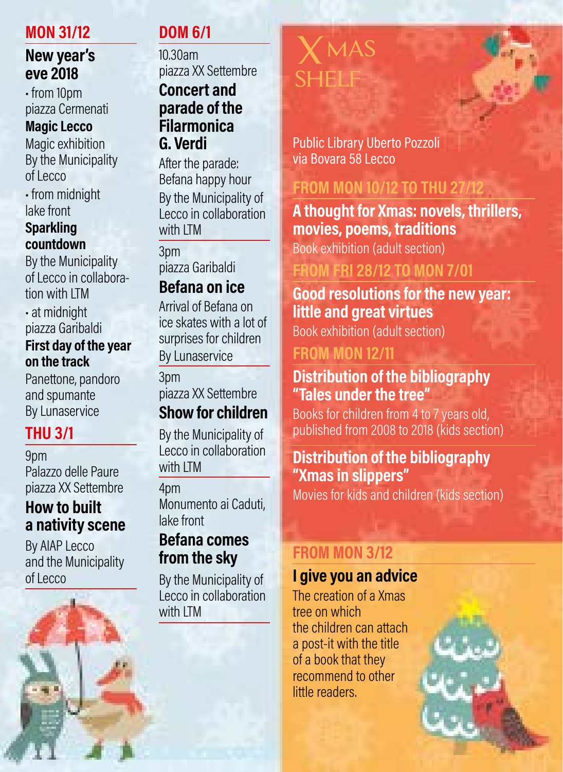## MON 31/12

### New year's eve 2018

• from 10pm
piazza Cermenati

**Magic Lecco**

Magic exhibition
By the Municipality of Lecco

• from midnight
lake front

**Sparkling countdown**

By the Municipality of Lecco in collaboration with LTM

• at midnight
piazza Garibaldi

**First day of the year on the track**

Panettone, pandoro and spumante
By Lunaservice

## THU 3/1

9pm
Palazzo delle Paure
piazza XX Settembre

### How to built a nativity scene

By AIAP Lecco and the Municipality of Lecco

## DOM 6/1

10.30am
piazza XX Settembre

### Concert and parade of the Filarmonica G. Verdi

After the parade:
Befana happy hour
By the Municipality of Lecco in collaboration with LTM

3pm
piazza Garibaldi

### Befana on ice

Arrival of Befana on ice skates with a lot of surprises for children
By Lunaservice

3pm
piazza XX Settembre

### Show for children

By the Municipality of Lecco in collaboration with LTM

4pm
Monumento ai Caduti, lake front

### Befana comes from the sky

By the Municipality of Lecco in collaboration with LTM

# XMAS SHELF

Public Library Uberto Pozzoli
via Bovara 58 Lecco

## FROM MON 10/12 TO THU 27/12

### A thought for Xmas: novels, thrillers, movies, poems, traditions

Book exhibition (adult section)

## FROM FRI 28/12 TO MON 7/01

### Good resolutions for the new year: little and great virtues

Book exhibition (adult section)

## FROM MON 12/11

### Distribution of the bibliography "Tales under the tree"

Books for children from 4 to 7 years old, published from 2008 to 2018 (kids section)

### Distribution of the bibliography "Xmas in slippers"

Movies for kids and children (kids section)

## FROM MON 3/12

### I give you an advice

The creation of a Xmas tree on which the children can attach a post-it with the title of a book that they recommend to other little readers.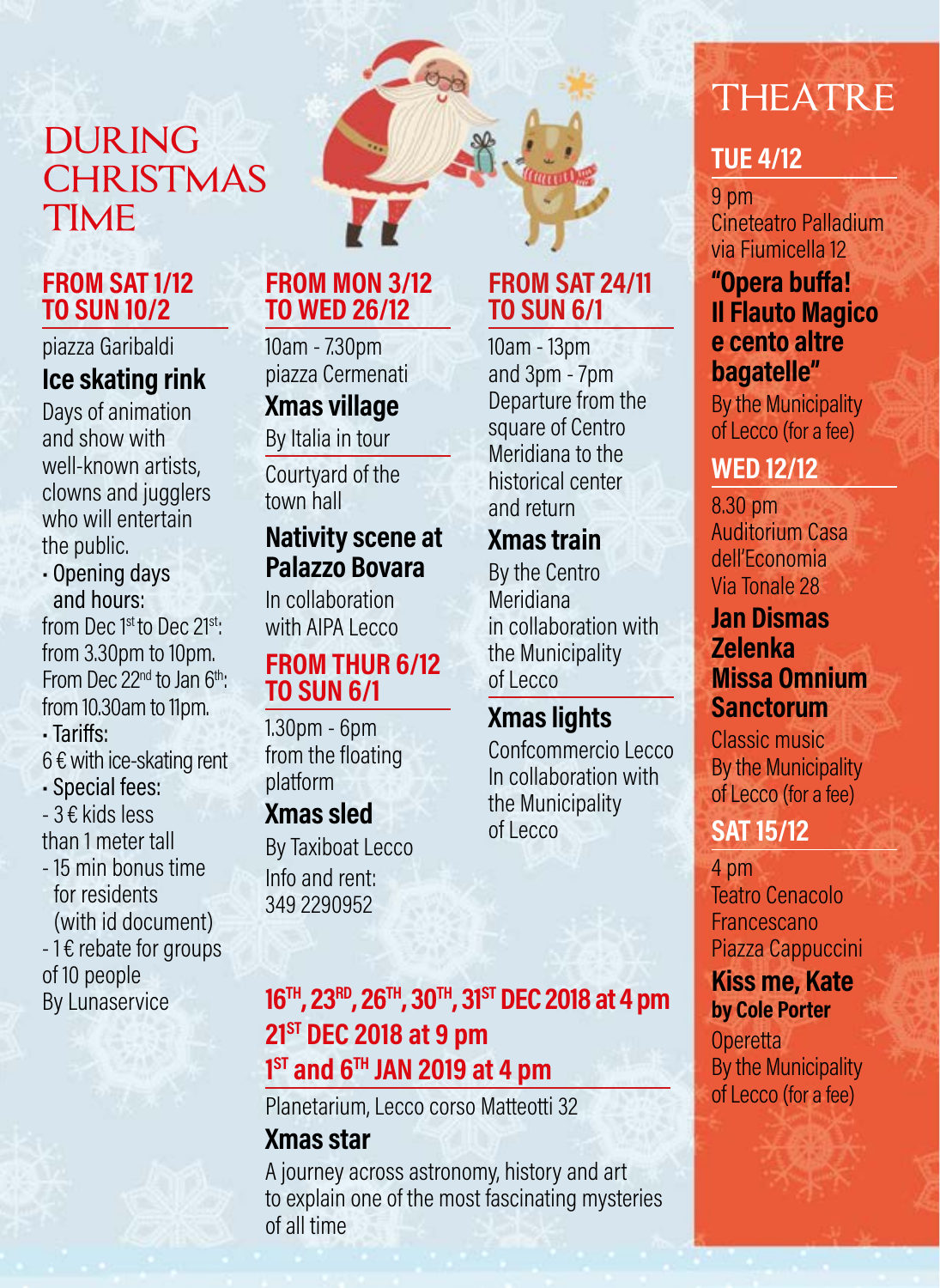# DURING CHRISTMAS TIME

## FROM SAT 1/12 TO SUN 10/2

piazza Garibaldi

### Ice skating rink

Days of animation and show with well-known artists, clowns and jugglers who will entertain the public.

- Opening days and hours:

from Dec 1st to Dec 21st: from 3.30pm to 10pm. From Dec 22nd to Jan 6th: from 10.30am to 11pm.

- Tariffs:

6 € with ice-skating rent

- Special fees:

- 3 € kids less than 1 meter tall
- 15 min bonus time for residents (with id document)
- 1 € rebate for groups of 10 people

By Lunaservice

## FROM MON 3/12 TO WED 26/12

10am - 7.30pm
piazza Cermenati

### Xmas village

By Italia in tour

Courtyard of the town hall

### Nativity scene at Palazzo Bovara

In collaboration with AIPA Lecco

## FROM THUR 6/12 TO SUN 6/1

1.30pm - 6pm
from the floating platform

### Xmas sled

By Taxiboat Lecco
Info and rent: 349 2290952

## FROM SAT 24/11 TO SUN 6/1

10am - 13pm and 3pm - 7pm
Departure from the square of Centro Meridiana to the historical center and return

### Xmas train

By the Centro Meridiana in collaboration with the Municipality of Lecco

### Xmas lights

Confcommercio Lecco In collaboration with the Municipality of Lecco

## 16TH, 23RD, 26TH, 30TH, 31ST DEC 2018 at 4 pm 21ST DEC 2018 at 9 pm 1ST and 6TH JAN 2019 at 4 pm

Planetarium, Lecco corso Matteotti 32

### Xmas star

A journey across astronomy, history and art to explain one of the most fascinating mysteries of all time

# THEATRE

## TUE 4/12

9 pm
Cineteatro Palladium
via Fiumicella 12

### "Opera buffa! Il Flauto Magico e cento altre bagatelle"

By the Municipality of Lecco (for a fee)

## WED 12/12

8.30 pm
Auditorium Casa dell'Economia
Via Tonale 28

### Jan Dismas Zelenka Missa Omnium Sanctorum

Classic music
By the Municipality of Lecco (for a fee)

## SAT 15/12

4 pm
Teatro Cenacolo Francescano
Piazza Cappuccini

### Kiss me, Kate

**by Cole Porter**

Operetta
By the Municipality of Lecco (for a fee)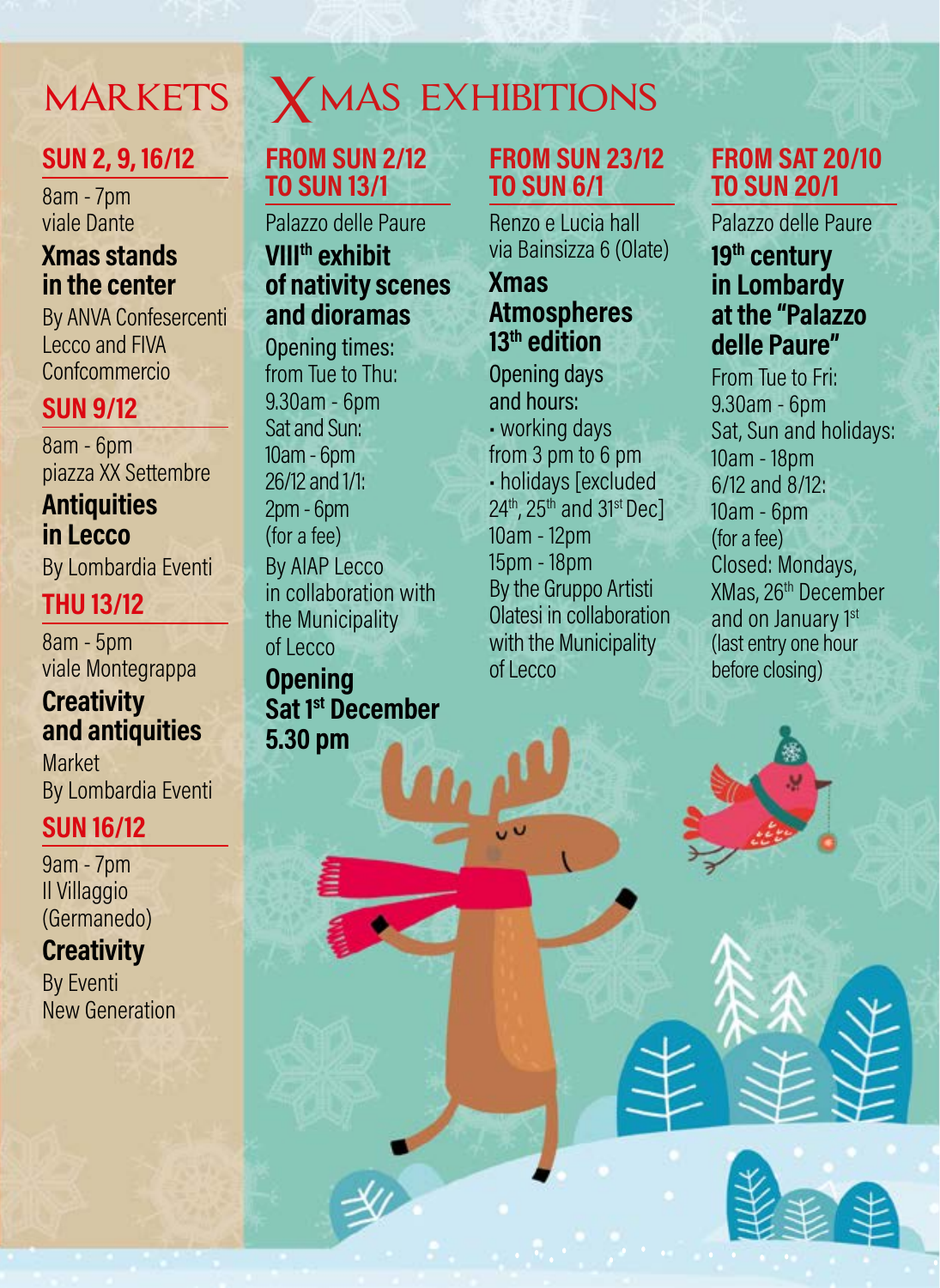## MARKETS

### SUN 2, 9, 16/12

8am - 7pm
viale Dante

**Xmas stands in the center**

By ANVA Confesercenti Lecco and FIVA Confcommercio

### SUN 9/12

8am - 6pm
piazza XX Settembre

**Antiquities in Lecco**

By Lombardia Eventi

### THU 13/12

8am - 5pm
viale Montegrappa

**Creativity and antiquities**

Market
By Lombardia Eventi

### SUN 16/12

9am - 7pm
Il Villaggio (Germanedo)

**Creativity**

By Eventi New Generation

## XMAS EXHIBITIONS

### FROM SUN 2/12 TO SUN 13/1

Palazzo delle Paure

**VIII[th] exhibit of nativity scenes and dioramas**

Opening times:
from Tue to Thu:
9.30am - 6pm
Sat and Sun:
10am - 6pm
26/12 and 1/1:
2pm - 6pm
(for a fee)

By AIAP Lecco in collaboration with the Municipality of Lecco

**Opening Sat 1[st] December 5.30 pm**

### FROM SUN 23/12 TO SUN 6/1

Renzo e Lucia hall
via Bainsizza 6 (Olate)

**Xmas Atmospheres 13[th] edition**

Opening days and hours:
- working days from 3 pm to 6 pm
- holidays [excluded 24[th], 25[th] and 31[st] Dec] 10am - 12pm 15pm - 18pm

By the Gruppo Artisti Olatesi in collaboration with the Municipality of Lecco

### FROM SAT 20/10 TO SUN 20/1

Palazzo delle Paure

**19[th] century in Lombardy at the "Palazzo delle Paure"**

From Tue to Fri:
9.30am - 6pm
Sat, Sun and holidays:
10am - 18pm
6/12 and 8/12:
10am - 6pm
(for a fee)
Closed: Mondays, XMas, 26[th] December and on January 1[st]
(last entry one hour before closing)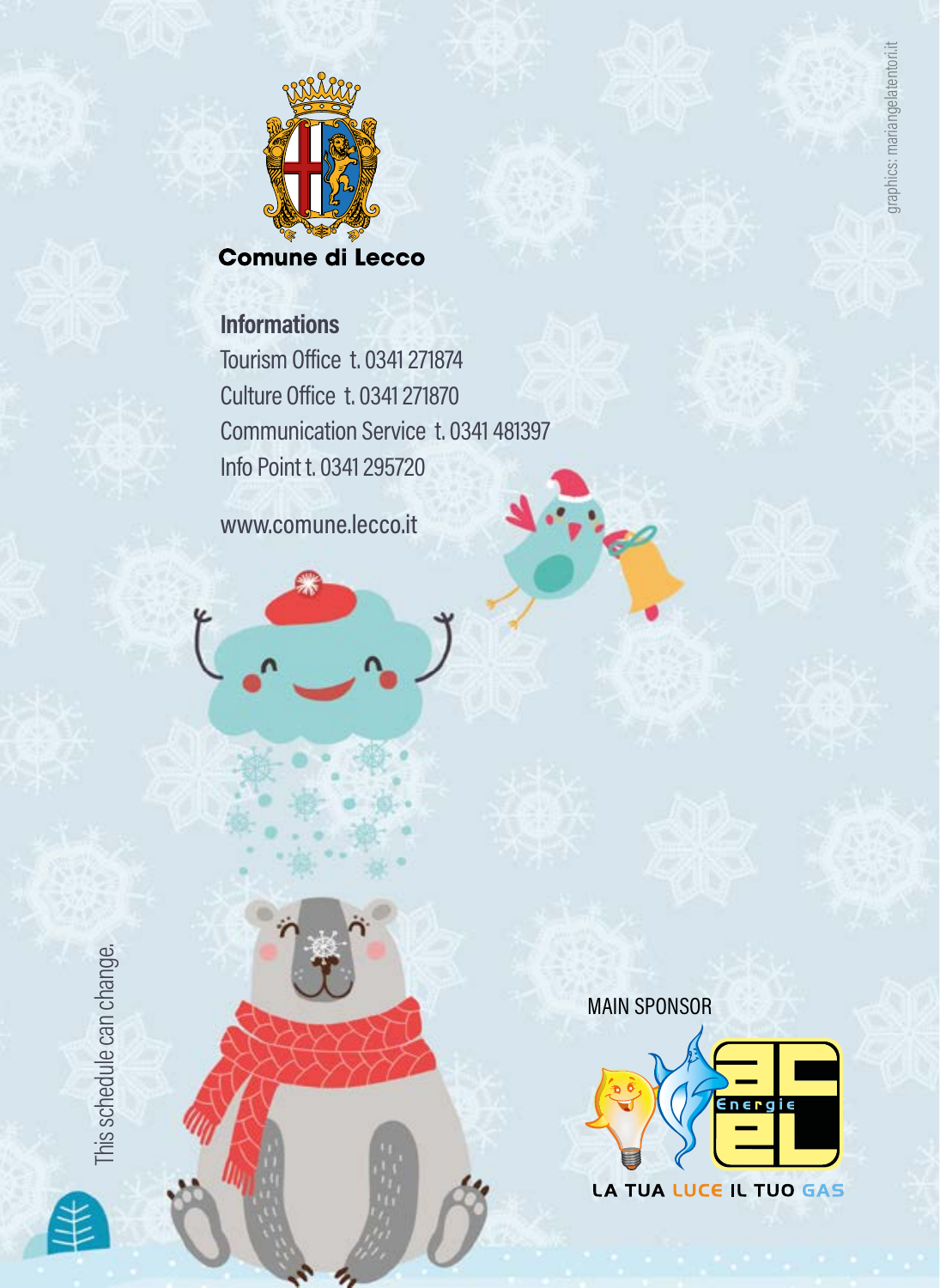Comune di Lecco

**Informations**

Tourism Office t. 0341 271874
Culture Office t. 0341 271870
Communication Service t. 0341 481397
Info Point t. 0341 295720

www.comune.lecco.it

This schedule can change.

MAIN SPONSOR

acel Energie

LA TUA LUCE IL TUO GAS

graphics: mariangelatentori.it